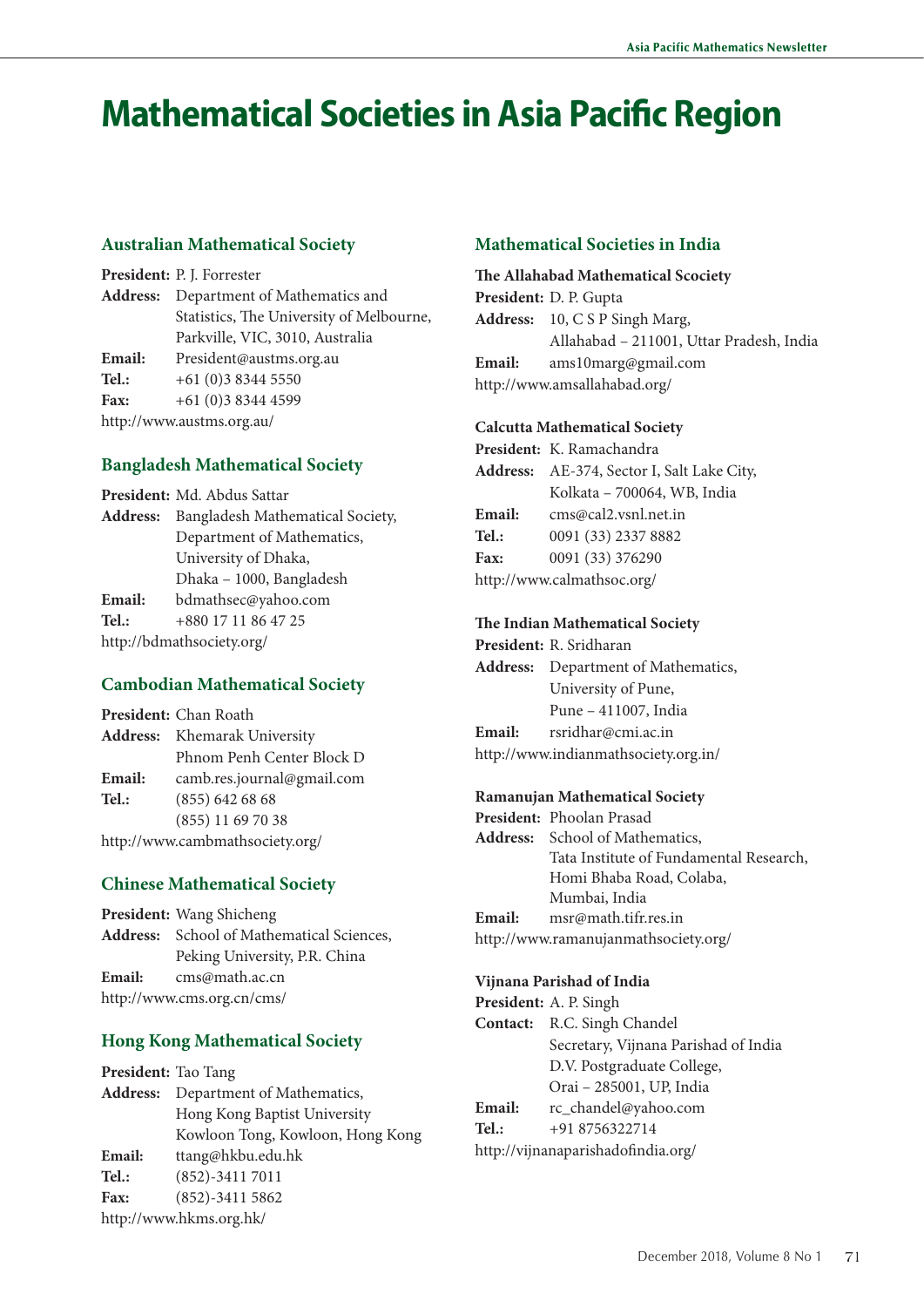# Mathematical Societies in Asia Pacific Region

## Australian Mathematical Society

**President:** P. J. Forrester
**Address:** Department of Mathematics and Statistics, The University of Melbourne, Parkville, VIC, 3010, Australia
**Email:** President@austms.org.au
**Tel.:** +61 (0)3 8344 5550
**Fax:** +61 (0)3 8344 4599
http://www.austms.org.au/

## Bangladesh Mathematical Society

**President:** Md. Abdus Sattar
**Address:** Bangladesh Mathematical Society, Department of Mathematics, University of Dhaka, Dhaka – 1000, Bangladesh
**Email:** bdmathsec@yahoo.com
**Tel.:** +880 17 11 86 47 25
http://bdmathsociety.org/

## Cambodian Mathematical Society

**President:** Chan Roath
**Address:** Khemarak University Phnom Penh Center Block D
**Email:** camb.res.journal@gmail.com
**Tel.:** (855) 642 68 68
(855) 11 69 70 38
http://www.cambmathsociety.org/

## Chinese Mathematical Society

**President:** Wang Shicheng
**Address:** School of Mathematical Sciences, Peking University, P.R. China
**Email:** cms@math.ac.cn
http://www.cms.org.cn/cms/

## Hong Kong Mathematical Society

**President:** Tao Tang
**Address:** Department of Mathematics, Hong Kong Baptist University Kowloon Tong, Kowloon, Hong Kong
**Email:** ttang@hkbu.edu.hk
**Tel.:** (852)-3411 7011
**Fax:** (852)-3411 5862
http://www.hkms.org.hk/

## Mathematical Societies in India

### The Allahabad Mathematical Scociety

**President:** D. P. Gupta
**Address:** 10, C S P Singh Marg, Allahabad – 211001, Uttar Pradesh, India
**Email:** ams10marg@gmail.com
http://www.amsallahabad.org/

### Calcutta Mathematical Society

**President:** K. Ramachandra
**Address:** AE-374, Sector I, Salt Lake City, Kolkata – 700064, WB, India
**Email:** cms@cal2.vsnl.net.in
**Tel.:** 0091 (33) 2337 8882
**Fax:** 0091 (33) 376290
http://www.calmathsoc.org/

### The Indian Mathematical Society

**President:** R. Sridharan
**Address:** Department of Mathematics, University of Pune, Pune – 411007, India
**Email:** rsridhar@cmi.ac.in
http://www.indianmathsociety.org.in/

### Ramanujan Mathematical Society

**President:** Phoolan Prasad
**Address:** School of Mathematics, Tata Institute of Fundamental Research, Homi Bhaba Road, Colaba, Mumbai, India
**Email:** msr@math.tifr.res.in
http://www.ramanujanmathsociety.org/

### Vijnana Parishad of India

**President:** A. P. Singh
**Contact:** R.C. Singh Chandel Secretary, Vijnana Parishad of India D.V. Postgraduate College, Orai – 285001, UP, India
**Email:** rc_chandel@yahoo.com
**Tel.:** +91 8756322714
http://vijnanaparishadofindia.org/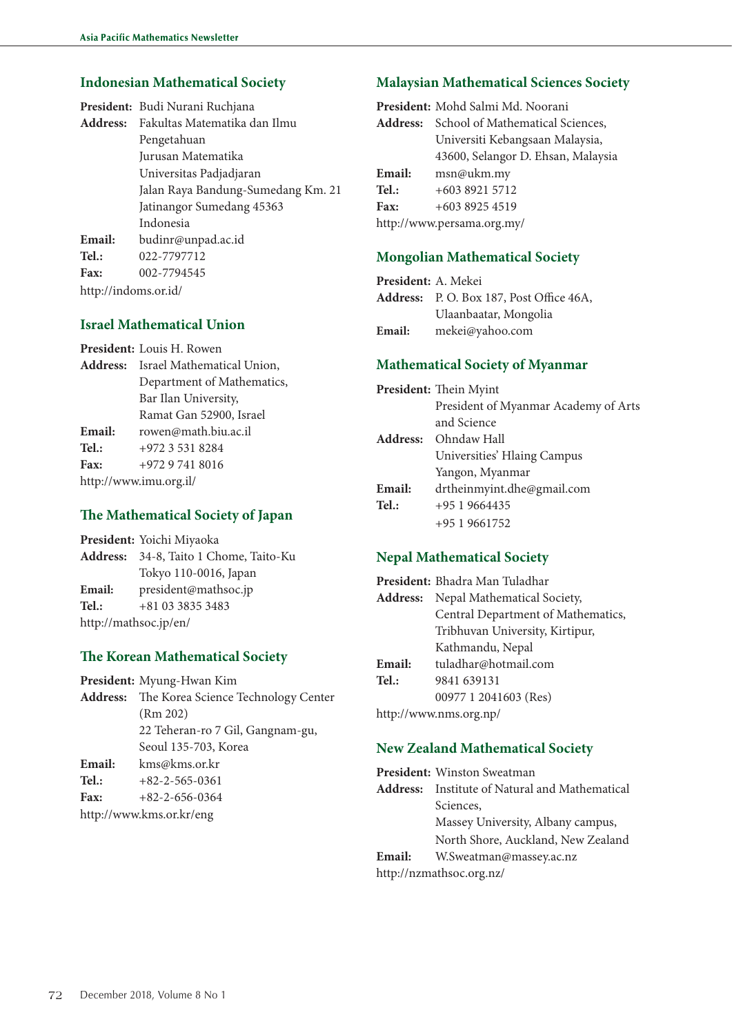## Indonesian Mathematical Society

**President:** Budi Nurani Ruchjana
**Address:** Fakultas Matematika dan Ilmu Pengetahuan
Jurusan Matematika
Universitas Padjadjaran
Jalan Raya Bandung-Sumedang Km. 21
Jatinangor Sumedang 45363
Indonesia
**Email:** budinr@unpad.ac.id
**Tel.:** 022-7797712
**Fax:** 002-7794545
http://indoms.or.id/

## Israel Mathematical Union

**President:** Louis H. Rowen
**Address:** Israel Mathematical Union,
Department of Mathematics,
Bar Ilan University,
Ramat Gan 52900, Israel
**Email:** rowen@math.biu.ac.il
**Tel.:** +972 3 531 8284
**Fax:** +972 9 741 8016
http://www.imu.org.il/

## The Mathematical Society of Japan

**President:** Yoichi Miyaoka
**Address:** 34-8, Taito 1 Chome, Taito-Ku
Tokyo 110-0016, Japan
**Email:** president@mathsoc.jp
**Tel.:** +81 03 3835 3483
http://mathsoc.jp/en/

## The Korean Mathematical Society

**President:** Myung-Hwan Kim
**Address:** The Korea Science Technology Center (Rm 202)
22 Teheran-ro 7 Gil, Gangnam-gu,
Seoul 135-703, Korea
**Email:** kms@kms.or.kr
**Tel.:** +82-2-565-0361
**Fax:** +82-2-656-0364
http://www.kms.or.kr/eng

## Malaysian Mathematical Sciences Society

**President:** Mohd Salmi Md. Noorani
**Address:** School of Mathematical Sciences,
Universiti Kebangsaan Malaysia,
43600, Selangor D. Ehsan, Malaysia
**Email:** msn@ukm.my
**Tel.:** +603 8921 5712
**Fax:** +603 8925 4519
http://www.persama.org.my/

## Mongolian Mathematical Society

**President:** A. Mekei
**Address:** P. O. Box 187, Post Office 46A,
Ulaanbaatar, Mongolia
**Email:** mekei@yahoo.com

## Mathematical Society of Myanmar

**President:** Thein Myint
President of Myanmar Academy of Arts and Science
**Address:** Ohndaw Hall
Universities' Hlaing Campus
Yangon, Myanmar
**Email:** drtheinmyint.dhe@gmail.com
**Tel.:** +95 1 9664435
+95 1 9661752

## Nepal Mathematical Society

**President:** Bhadra Man Tuladhar
**Address:** Nepal Mathematical Society,
Central Department of Mathematics,
Tribhuvan University, Kirtipur,
Kathmandu, Nepal
**Email:** tuladhar@hotmail.com
**Tel.:** 9841 639131
00977 1 2041603 (Res)
http://www.nms.org.np/

## New Zealand Mathematical Society

**President:** Winston Sweatman
**Address:** Institute of Natural and Mathematical Sciences,
Massey University, Albany campus,
North Shore, Auckland, New Zealand
**Email:** W.Sweatman@massey.ac.nz
http://nzmathsoc.org.nz/